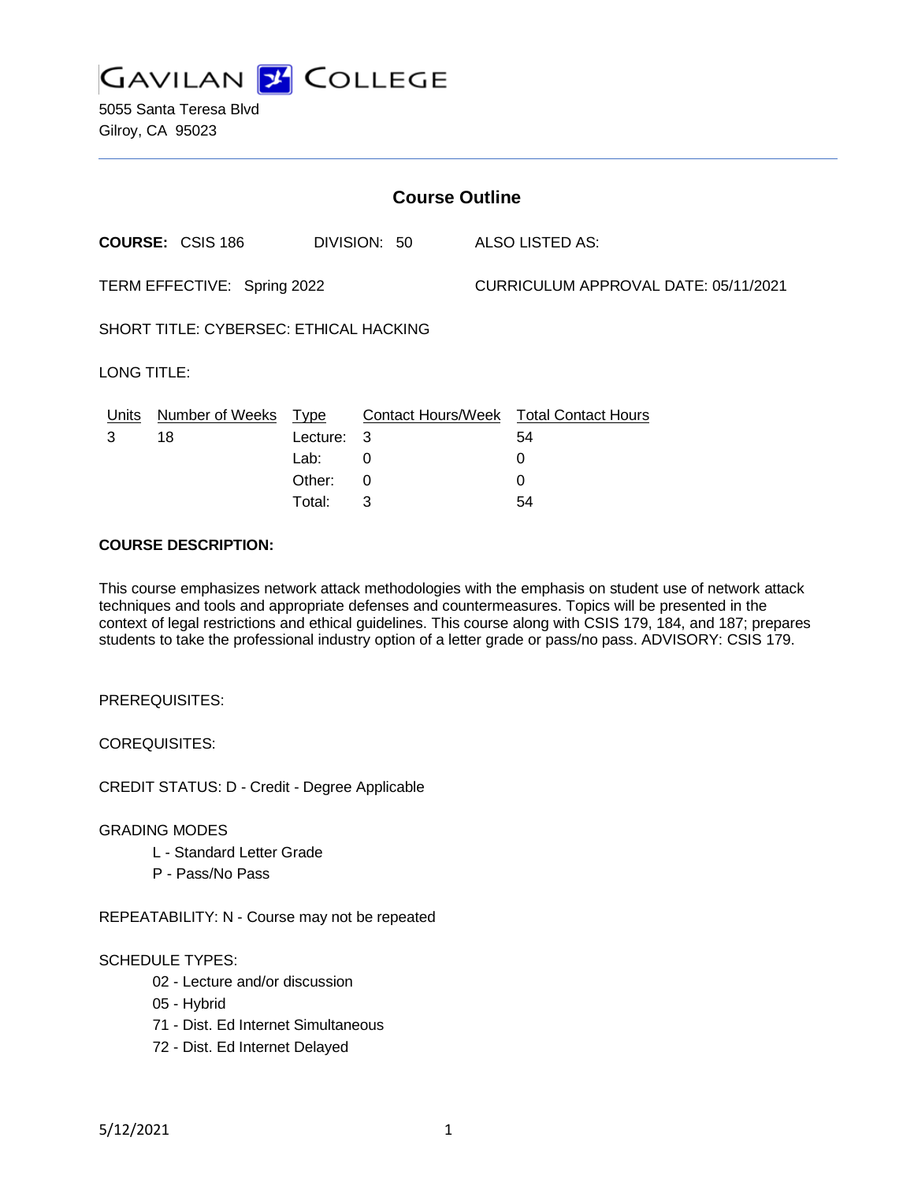# GAVILAN COLLEGE

5055 Santa Teresa Blvd
Gilroy, CA 95023

## Course Outline

**COURSE:** CSIS 186 DIVISION: 50 ALSO LISTED AS:

TERM EFFECTIVE: Spring 2022 CURRICULUM APPROVAL DATE: 05/11/2021

SHORT TITLE: CYBERSEC: ETHICAL HACKING

LONG TITLE:

| Units | Number of Weeks | Type | Contact Hours/Week | Total Contact Hours |
|---|---|---|---|---|
| 3 | 18 | Lecture: | 3 | 54 |
| | | Lab: | 0 | 0 |
| | | Other: | 0 | 0 |
| | | Total: | 3 | 54 |

**COURSE DESCRIPTION:**

This course emphasizes network attack methodologies with the emphasis on student use of network attack techniques and tools and appropriate defenses and countermeasures. Topics will be presented in the context of legal restrictions and ethical guidelines. This course along with CSIS 179, 184, and 187; prepares students to take the professional industry option of a letter grade or pass/no pass. ADVISORY: CSIS 179.

PREREQUISITES:

COREQUISITES:

CREDIT STATUS: D - Credit - Degree Applicable

GRADING MODES

- L - Standard Letter Grade
- P - Pass/No Pass

REPEATABILITY: N - Course may not be repeated

SCHEDULE TYPES:

- 02 - Lecture and/or discussion
- 05 - Hybrid
- 71 - Dist. Ed Internet Simultaneous
- 72 - Dist. Ed Internet Delayed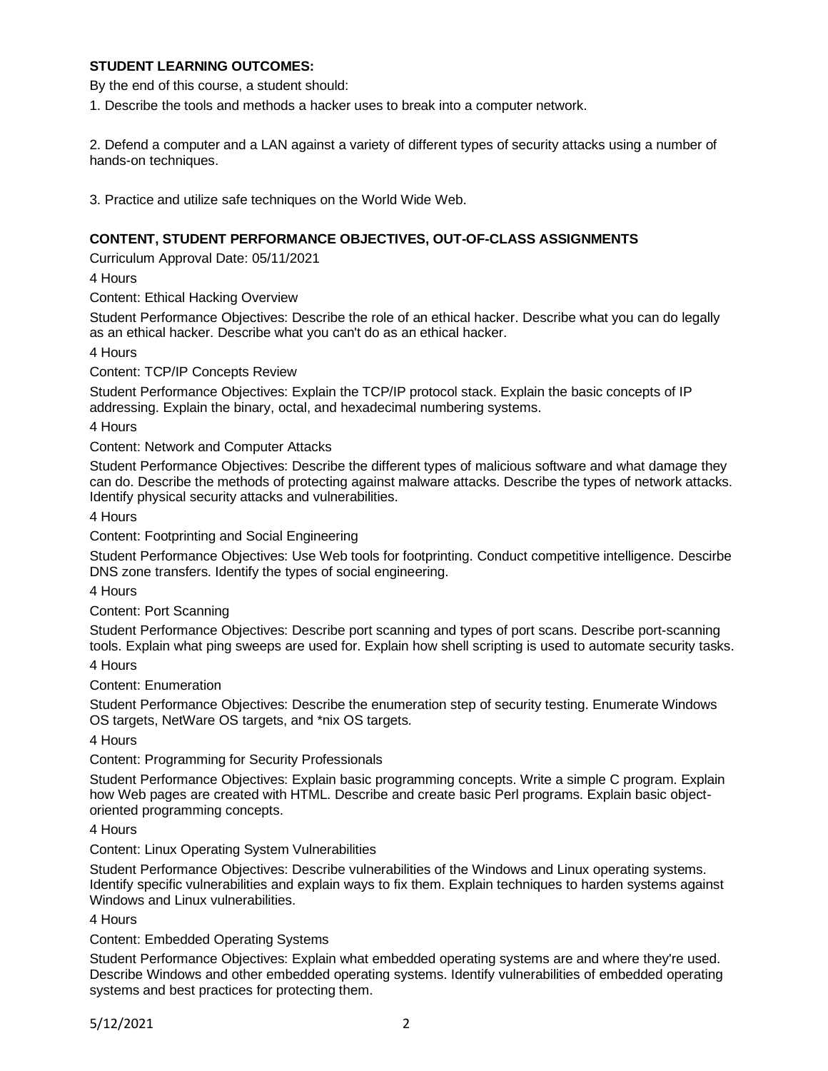**STUDENT LEARNING OUTCOMES:**

By the end of this course, a student should:

1. Describe the tools and methods a hacker uses to break into a computer network.

2. Defend a computer and a LAN against a variety of different types of security attacks using a number of hands-on techniques.

3. Practice and utilize safe techniques on the World Wide Web.

**CONTENT, STUDENT PERFORMANCE OBJECTIVES, OUT-OF-CLASS ASSIGNMENTS**

Curriculum Approval Date: 05/11/2021

4 Hours

Content: Ethical Hacking Overview

Student Performance Objectives: Describe the role of an ethical hacker. Describe what you can do legally as an ethical hacker. Describe what you can't do as an ethical hacker.

4 Hours

Content: TCP/IP Concepts Review

Student Performance Objectives: Explain the TCP/IP protocol stack. Explain the basic concepts of IP addressing. Explain the binary, octal, and hexadecimal numbering systems.

4 Hours

Content: Network and Computer Attacks

Student Performance Objectives: Describe the different types of malicious software and what damage they can do. Describe the methods of protecting against malware attacks. Describe the types of network attacks. Identify physical security attacks and vulnerabilities.

4 Hours

Content: Footprinting and Social Engineering

Student Performance Objectives: Use Web tools for footprinting. Conduct competitive intelligence. Descirbe DNS zone transfers. Identify the types of social engineering.

4 Hours

Content: Port Scanning

Student Performance Objectives: Describe port scanning and types of port scans. Describe port-scanning tools. Explain what ping sweeps are used for. Explain how shell scripting is used to automate security tasks.

4 Hours

Content: Enumeration

Student Performance Objectives: Describe the enumeration step of security testing. Enumerate Windows OS targets, NetWare OS targets, and *nix OS targets.

4 Hours

Content: Programming for Security Professionals

Student Performance Objectives: Explain basic programming concepts. Write a simple C program. Explain how Web pages are created with HTML. Describe and create basic Perl programs. Explain basic object-oriented programming concepts.

4 Hours

Content: Linux Operating System Vulnerabilities

Student Performance Objectives: Describe vulnerabilities of the Windows and Linux operating systems. Identify specific vulnerabilities and explain ways to fix them. Explain techniques to harden systems against Windows and Linux vulnerabilities.

4 Hours

Content: Embedded Operating Systems

Student Performance Objectives: Explain what embedded operating systems are and where they're used. Describe Windows and other embedded operating systems. Identify vulnerabilities of embedded operating systems and best practices for protecting them.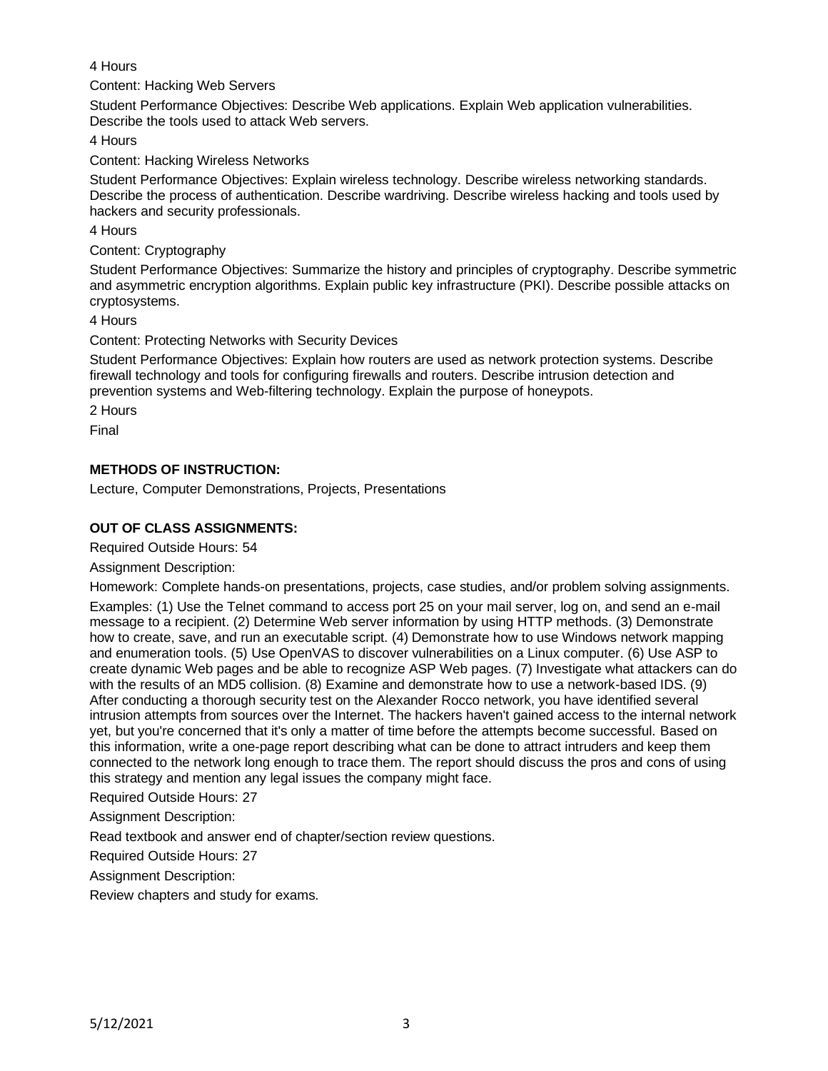4 Hours

Content: Hacking Web Servers

Student Performance Objectives: Describe Web applications. Explain Web application vulnerabilities. Describe the tools used to attack Web servers.

4 Hours

Content: Hacking Wireless Networks

Student Performance Objectives: Explain wireless technology. Describe wireless networking standards. Describe the process of authentication. Describe wardriving. Describe wireless hacking and tools used by hackers and security professionals.

4 Hours

Content: Cryptography

Student Performance Objectives: Summarize the history and principles of cryptography. Describe symmetric and asymmetric encryption algorithms. Explain public key infrastructure (PKI). Describe possible attacks on cryptosystems.

4 Hours

Content: Protecting Networks with Security Devices

Student Performance Objectives: Explain how routers are used as network protection systems. Describe firewall technology and tools for configuring firewalls and routers. Describe intrusion detection and prevention systems and Web-filtering technology. Explain the purpose of honeypots.

2 Hours

Final

**METHODS OF INSTRUCTION:**

Lecture, Computer Demonstrations, Projects, Presentations

**OUT OF CLASS ASSIGNMENTS:**

Required Outside Hours: 54

Assignment Description:

Homework: Complete hands-on presentations, projects, case studies, and/or problem solving assignments.

Examples: (1) Use the Telnet command to access port 25 on your mail server, log on, and send an e-mail message to a recipient. (2) Determine Web server information by using HTTP methods. (3) Demonstrate how to create, save, and run an executable script. (4) Demonstrate how to use Windows network mapping and enumeration tools. (5) Use OpenVAS to discover vulnerabilities on a Linux computer. (6) Use ASP to create dynamic Web pages and be able to recognize ASP Web pages. (7) Investigate what attackers can do with the results of an MD5 collision. (8) Examine and demonstrate how to use a network-based IDS. (9) After conducting a thorough security test on the Alexander Rocco network, you have identified several intrusion attempts from sources over the Internet. The hackers haven't gained access to the internal network yet, but you're concerned that it's only a matter of time before the attempts become successful. Based on this information, write a one-page report describing what can be done to attract intruders and keep them connected to the network long enough to trace them. The report should discuss the pros and cons of using this strategy and mention any legal issues the company might face.

Required Outside Hours: 27

Assignment Description:

Read textbook and answer end of chapter/section review questions.

Required Outside Hours: 27

Assignment Description:

Review chapters and study for exams.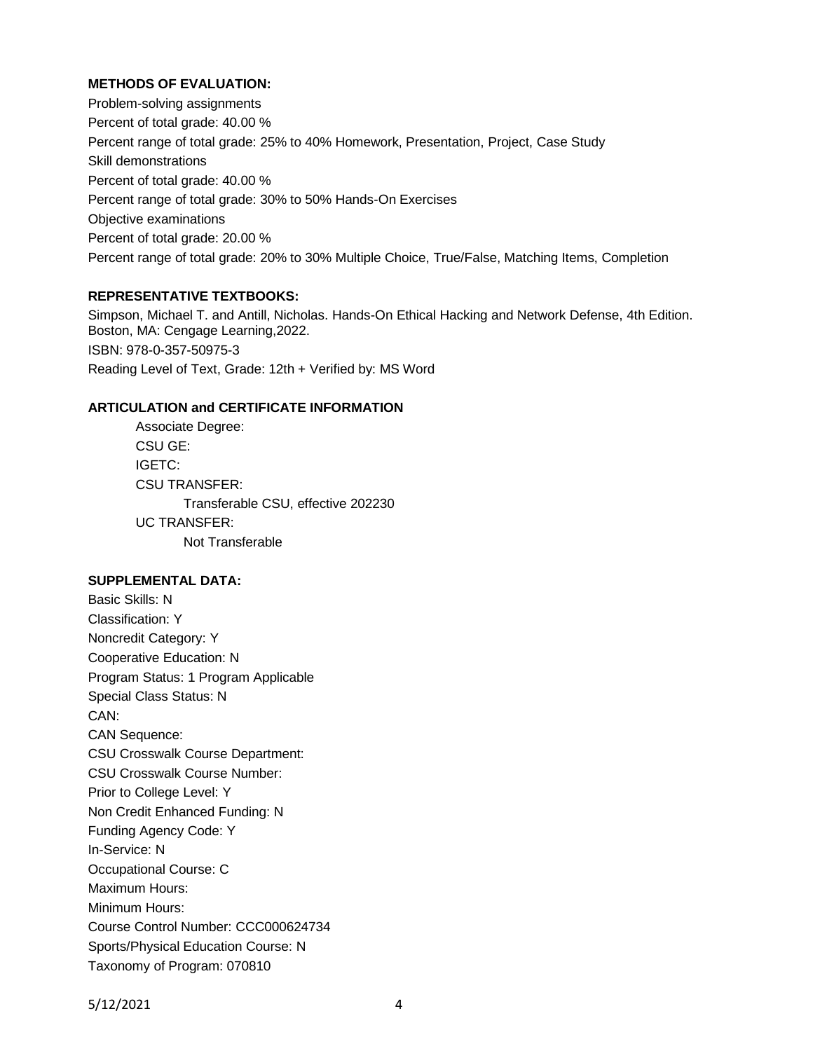**METHODS OF EVALUATION:**

Problem-solving assignments
Percent of total grade: 40.00 %
Percent range of total grade: 25% to 40% Homework, Presentation, Project, Case Study
Skill demonstrations
Percent of total grade: 40.00 %
Percent range of total grade: 30% to 50% Hands-On Exercises
Objective examinations
Percent of total grade: 20.00 %
Percent range of total grade: 20% to 30% Multiple Choice, True/False, Matching Items, Completion

**REPRESENTATIVE TEXTBOOKS:**

Simpson, Michael T. and Antill, Nicholas. Hands-On Ethical Hacking and Network Defense, 4th Edition. Boston, MA: Cengage Learning,2022.
ISBN: 978-0-357-50975-3
Reading Level of Text, Grade: 12th + Verified by: MS Word

**ARTICULATION and CERTIFICATE INFORMATION**

Associate Degree:
CSU GE:
IGETC:
CSU TRANSFER:
    Transferable CSU, effective 202230
UC TRANSFER:
    Not Transferable

**SUPPLEMENTAL DATA:**

Basic Skills: N
Classification: Y
Noncredit Category: Y
Cooperative Education: N
Program Status: 1 Program Applicable
Special Class Status: N
CAN:
CAN Sequence:
CSU Crosswalk Course Department:
CSU Crosswalk Course Number:
Prior to College Level: Y
Non Credit Enhanced Funding: N
Funding Agency Code: Y
In-Service: N
Occupational Course: C
Maximum Hours:
Minimum Hours:
Course Control Number: CCC000624734
Sports/Physical Education Course: N
Taxonomy of Program: 070810

5/12/2021